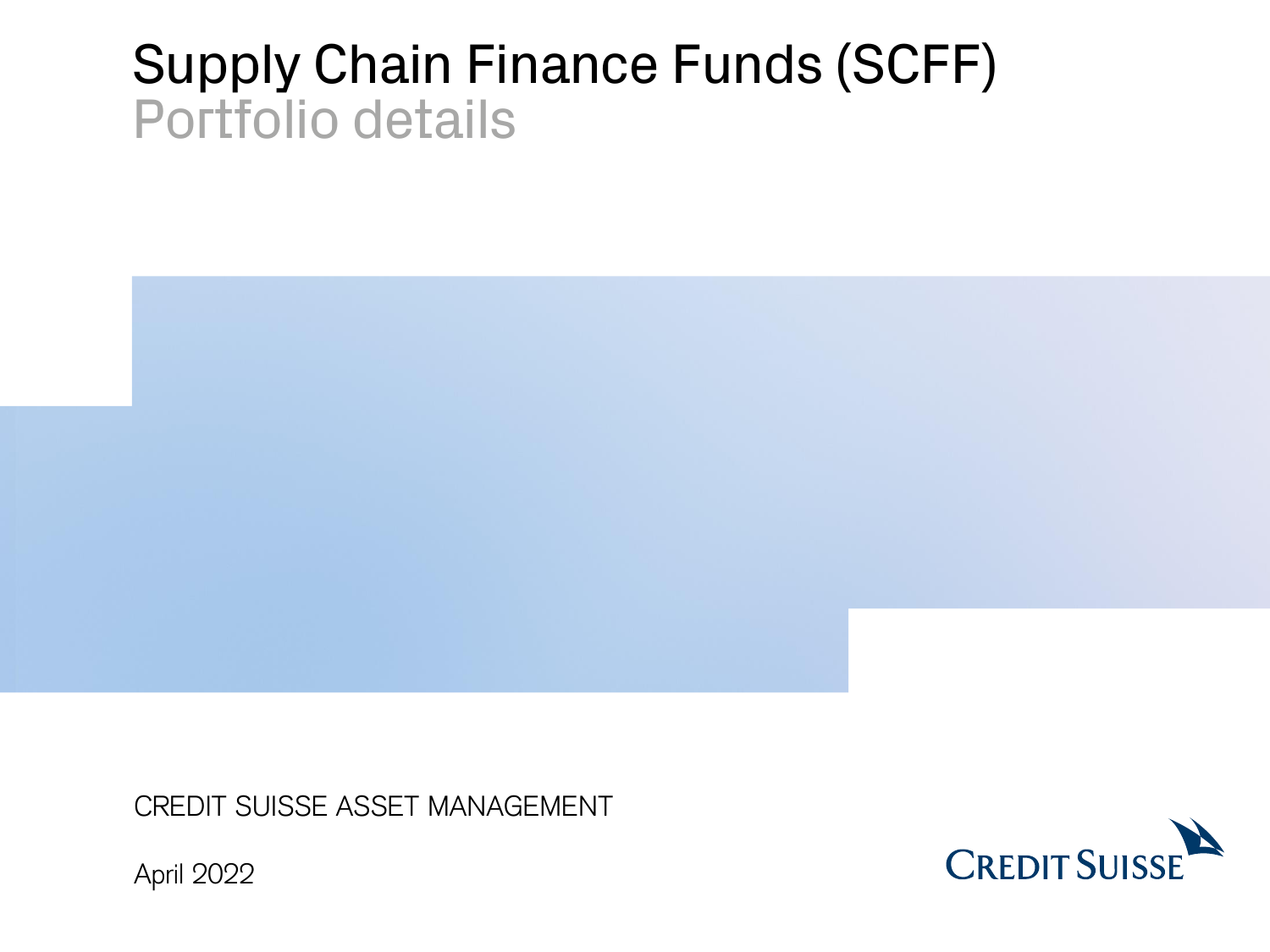# Supply Chain Finance Funds (SCFF)

## Portfolio details

CREDIT SUISSE ASSET MANAGEMENT

April 2022

CREDIT SUISSE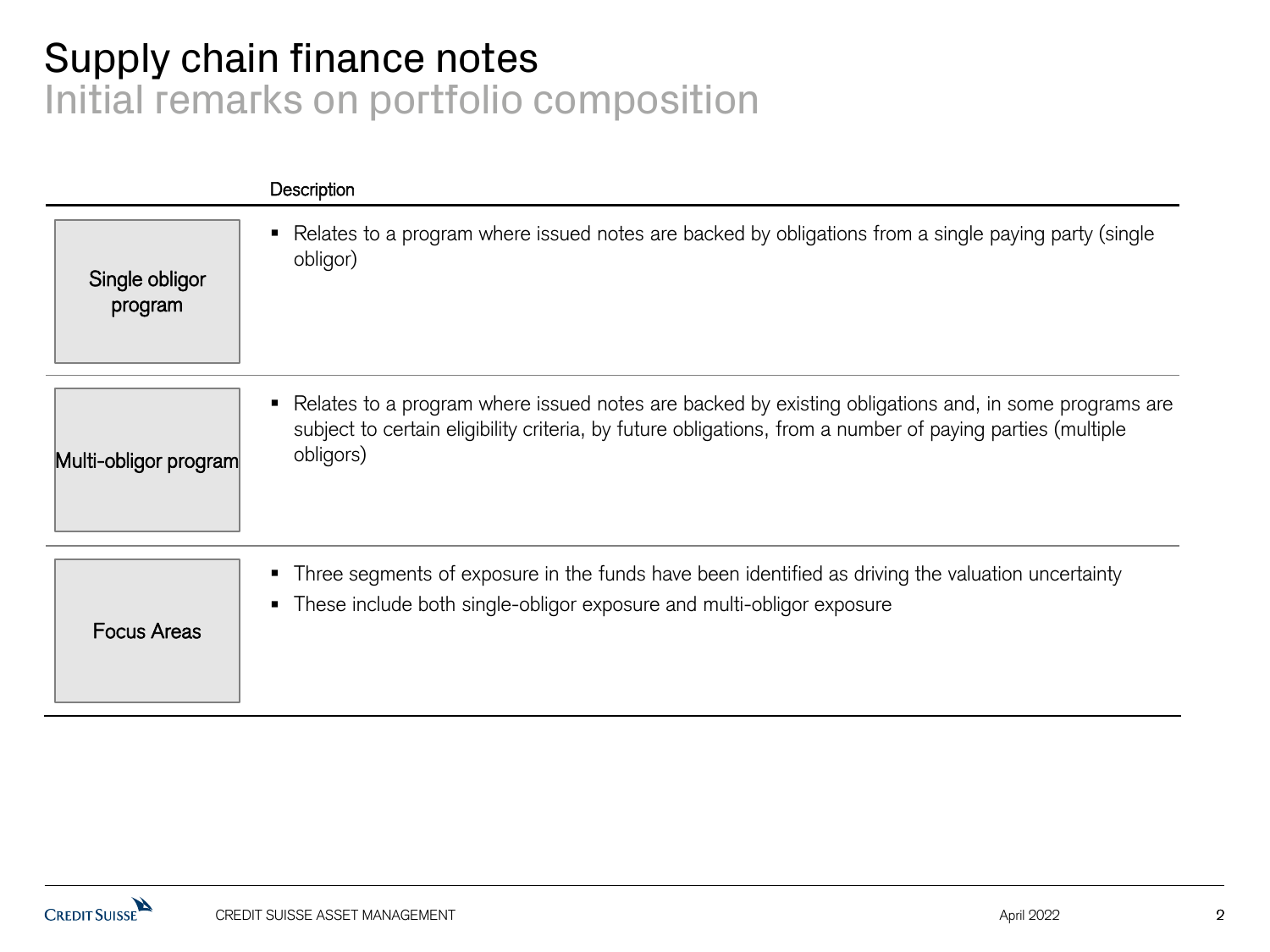# Supply chain finance notes

## Initial remarks on portfolio composition

| | Description |
| --- | --- |
| Single obligor program | ▪ Relates to a program where issued notes are backed by obligations from a single paying party (single obligor) |
| Multi-obligor program | ▪ Relates to a program where issued notes are backed by existing obligations and, in some programs are subject to certain eligibility criteria, by future obligations, from a number of paying parties (multiple obligors) |
| Focus Areas | ▪ Three segments of exposure in the funds have been identified as driving the valuation uncertainty<br>▪ These include both single-obligor exposure and multi-obligor exposure |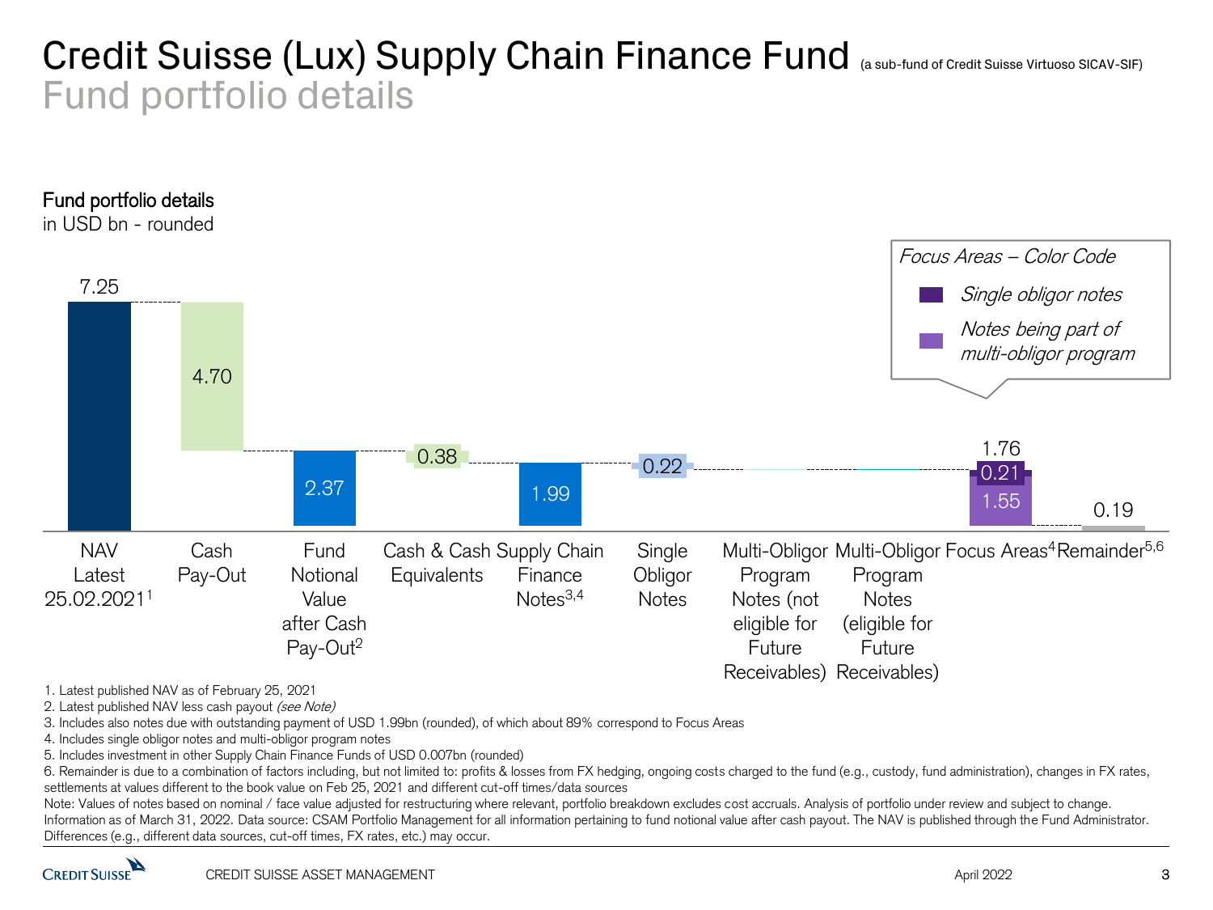# Credit Suisse (Lux) Supply Chain Finance Fund (a sub-fund of Credit Suisse Virtuoso SICAV-SIF)

## Fund portfolio details

**Fund portfolio details**
in USD bn - rounded

| Category | Value |
|---|---|
| NAV Latest 25.02.2021[1] | 7.25 |
| Cash Pay-Out | 4.70 |
| Fund Notional Value after Cash Pay-Out[2] | 2.37 |
| Cash & Cash Equivalents | 0.38 |
| Supply Chain Finance Notes[3,4] | 1.99 |
| Single Obligor Notes | 0.22 |
| Multi-Obligor Program Notes (not eligible for Future Receivables) | |
| Multi-Obligor Program Notes (eligible for Future Receivables) | |
| Focus Areas[4] | 1.76 (0.21 single obligor notes; 1.55 notes being part of multi-obligor program) |
| Remainder[5,6] | 0.19 |

*Focus Areas – Color Code*
- *Single obligor notes*
- *Notes being part of multi-obligor program*

1. Latest published NAV as of February 25, 2021
2. Latest published NAV less cash payout *(see Note)*
3. Includes also notes due with outstanding payment of USD 1.99bn (rounded), of which about 89% correspond to Focus Areas
4. Includes single obligor notes and multi-obligor program notes
5. Includes investment in other Supply Chain Finance Funds of USD 0.007bn (rounded)
6. Remainder is due to a combination of factors including, but not limited to: profits & losses from FX hedging, ongoing costs charged to the fund (e.g., custody, fund administration), changes in FX rates, settlements at values different to the book value on Feb 25, 2021 and different cut-off times/data sources

Note: Values of notes based on nominal / face value adjusted for restructuring where relevant, portfolio breakdown excludes cost accruals. Analysis of portfolio under review and subject to change. Information as of March 31, 2022. Data source: CSAM Portfolio Management for all information pertaining to fund notional value after cash payout. The NAV is published through the Fund Administrator. Differences (e.g., different data sources, cut-off times, FX rates, etc.) may occur.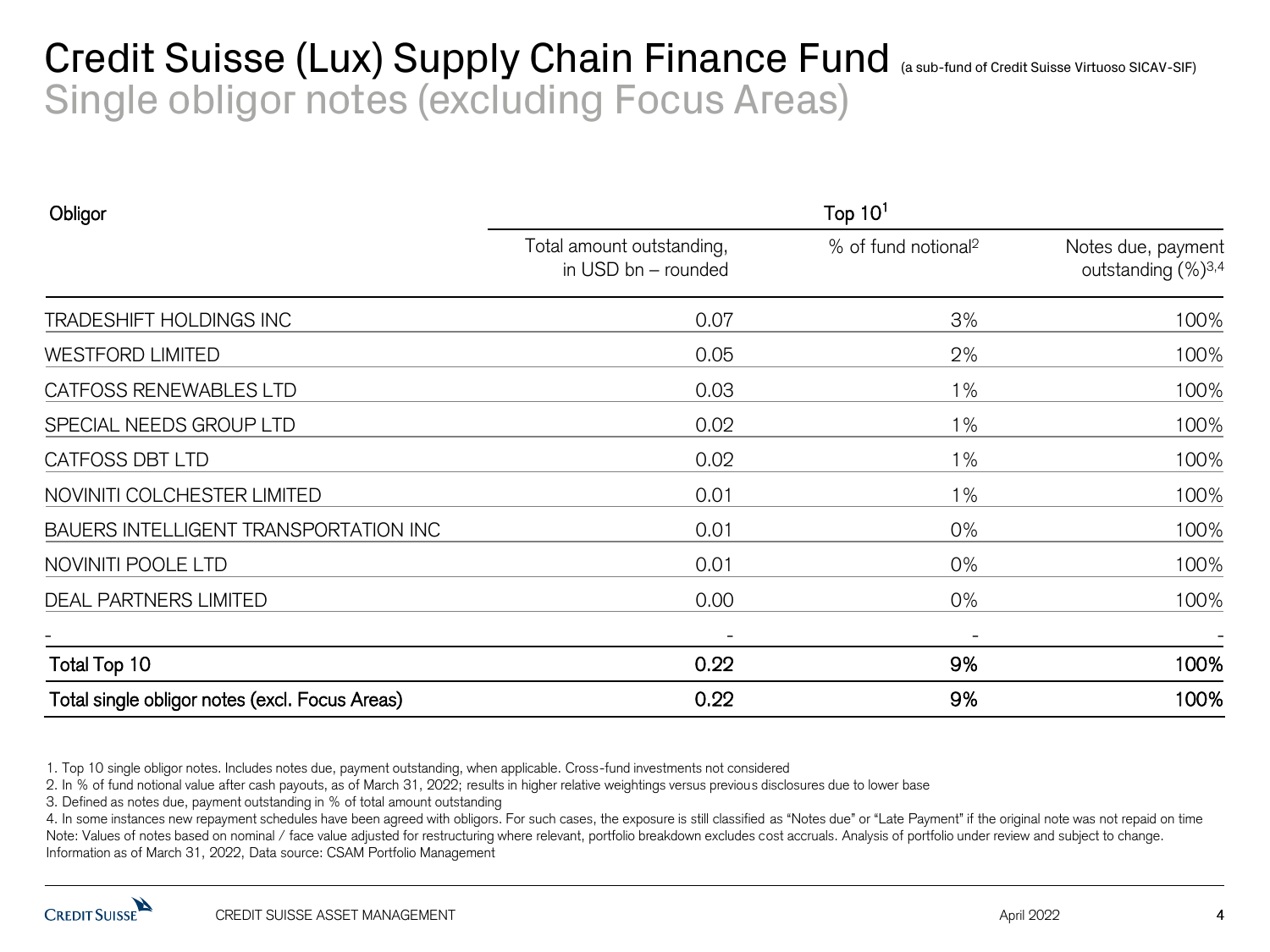# Credit Suisse (Lux) Supply Chain Finance Fund (a sub-fund of Credit Suisse Virtuoso SICAV-SIF)

## Single obligor notes (excluding Focus Areas)

| Obligor | Top 10[1] | | |
|---|---|---|---|
| | Total amount outstanding, in USD bn – rounded | % of fund notional[2] | Notes due, payment outstanding (%)[3,4] |
| TRADESHIFT HOLDINGS INC | 0.07 | 3% | 100% |
| WESTFORD LIMITED | 0.05 | 2% | 100% |
| CATFOSS RENEWABLES LTD | 0.03 | 1% | 100% |
| SPECIAL NEEDS GROUP LTD | 0.02 | 1% | 100% |
| CATFOSS DBT LTD | 0.02 | 1% | 100% |
| NOVINITI COLCHESTER LIMITED | 0.01 | 1% | 100% |
| BAUERS INTELLIGENT TRANSPORTATION INC | 0.01 | 0% | 100% |
| NOVINITI POOLE LTD | 0.01 | 0% | 100% |
| DEAL PARTNERS LIMITED | 0.00 | 0% | 100% |
| - | - | - | - |
| **Total Top 10** | **0.22** | **9%** | **100%** |
| **Total single obligor notes (excl. Focus Areas)** | **0.22** | **9%** | **100%** |

1. Top 10 single obligor notes. Includes notes due, payment outstanding, when applicable. Cross-fund investments not considered
2. In % of fund notional value after cash payouts, as of March 31, 2022; results in higher relative weightings versus previous disclosures due to lower base
3. Defined as notes due, payment outstanding in % of total amount outstanding
4. In some instances new repayment schedules have been agreed with obligors. For such cases, the exposure is still classified as "Notes due" or "Late Payment" if the original note was not repaid on time

Note: Values of notes based on nominal / face value adjusted for restructuring where relevant, portfolio breakdown excludes cost accruals. Analysis of portfolio under review and subject to change.
Information as of March 31, 2022, Data source: CSAM Portfolio Management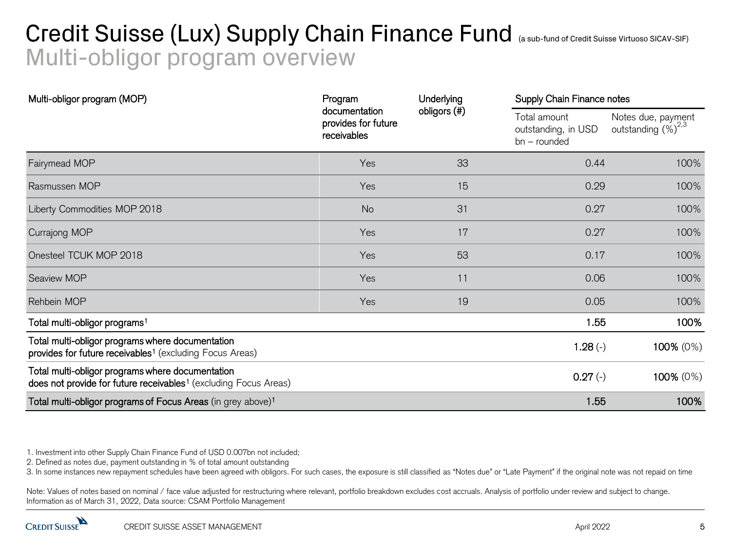# Credit Suisse (Lux) Supply Chain Finance Fund (a sub-fund of Credit Suisse Virtuoso SICAV-SIF)

## Multi-obligor program overview

| Multi-obligor program (MOP) | Program documentation provides for future receivables | Underlying obligors (#) | Supply Chain Finance notes | |
|---|---|---|---|---|
| | | | Total amount outstanding, in USD bn – rounded | Notes due, payment outstanding (%)[2,3] |
| Fairymead MOP | Yes | 33 | 0.44 | 100% |
| Rasmussen MOP | Yes | 15 | 0.29 | 100% |
| Liberty Commodities MOP 2018 | No | 31 | 0.27 | 100% |
| Currajong MOP | Yes | 17 | 0.27 | 100% |
| Onesteel TCUK MOP 2018 | Yes | 53 | 0.17 | 100% |
| Seaview MOP | Yes | 11 | 0.06 | 100% |
| Rehbein MOP | Yes | 19 | 0.05 | 100% |
| **Total multi-obligor programs**[1] | | | **1.55** | **100%** |
| **Total multi-obligor programs where documentation provides for future receivables**[1] (excluding Focus Areas) | | | **1.28** (-) | **100%** (0%) |
| **Total multi-obligor programs where documentation does not provide for future receivables**[1] (excluding Focus Areas) | | | **0.27** (-) | **100%** (0%) |
| **Total multi-obligor programs of Focus Areas** (in grey above)[1] | | | **1.55** | **100%** |

1. Investment into other Supply Chain Finance Fund of USD 0.007bn not included;
2. Defined as notes due, payment outstanding in % of total amount outstanding
3. In some instances new repayment schedules have been agreed with obligors. For such cases, the exposure is still classified as "Notes due" or "Late Payment" if the original note was not repaid on time

Note: Values of notes based on nominal / face value adjusted for restructuring where relevant, portfolio breakdown excludes cost accruals. Analysis of portfolio under review and subject to change.
Information as of March 31, 2022, Data source: CSAM Portfolio Management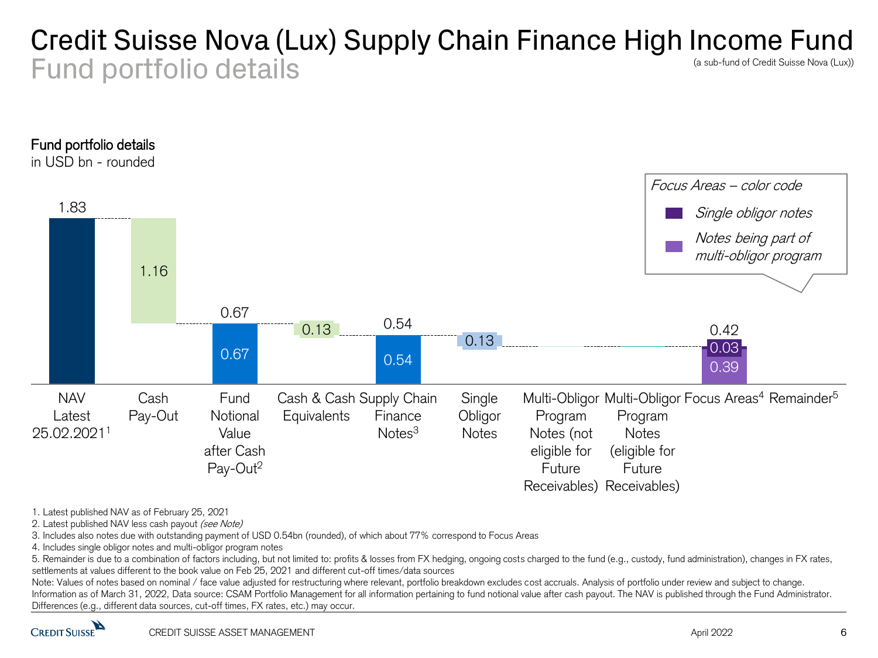# Credit Suisse Nova (Lux) Supply Chain Finance High Income Fund

## Fund portfolio details

(a sub-fund of Credit Suisse Nova (Lux))

### Fund portfolio details

in USD bn - rounded

| Category | Value |
|---|---|
| NAV Latest 25.02.2021[1] | 1.83 |
| Cash Pay-Out | 1.16 |
| Fund Notional Value after Cash Pay-Out[2] | 0.67 |
| Cash & Cash Equivalents | 0.13 |
| Supply Chain Finance Notes[3] | 0.54 |
| Single Obligor Notes | 0.13 |
| Multi-Obligor Program Notes (not eligible for Future Receivables) | |
| Multi-Obligor Program Notes (eligible for Future Receivables) | |
| Focus Areas[4] | 0.42 (0.03 Single obligor notes; 0.39 Notes being part of multi-obligor program) |
| Remainder[5] | |

*Focus Areas – color code*

- *Single obligor notes*
- *Notes being part of multi-obligor program*

1. Latest published NAV as of February 25, 2021
2. Latest published NAV less cash payout *(see Note)*
3. Includes also notes due with outstanding payment of USD 0.54bn (rounded), of which about 77% correspond to Focus Areas
4. Includes single obligor notes and multi-obligor program notes
5. Remainder is due to a combination of factors including, but not limited to: profits & losses from FX hedging, ongoing costs charged to the fund (e.g., custody, fund administration), changes in FX rates, settlements at values different to the book value on Feb 25, 2021 and different cut-off times/data sources

Note: Values of notes based on nominal / face value adjusted for restructuring where relevant, portfolio breakdown excludes cost accruals. Analysis of portfolio under review and subject to change. Information as of March 31, 2022, Data source: CSAM Portfolio Management for all information pertaining to fund notional value after cash payout. The NAV is published through the Fund Administrator. Differences (e.g., different data sources, cut-off times, FX rates, etc.) may occur.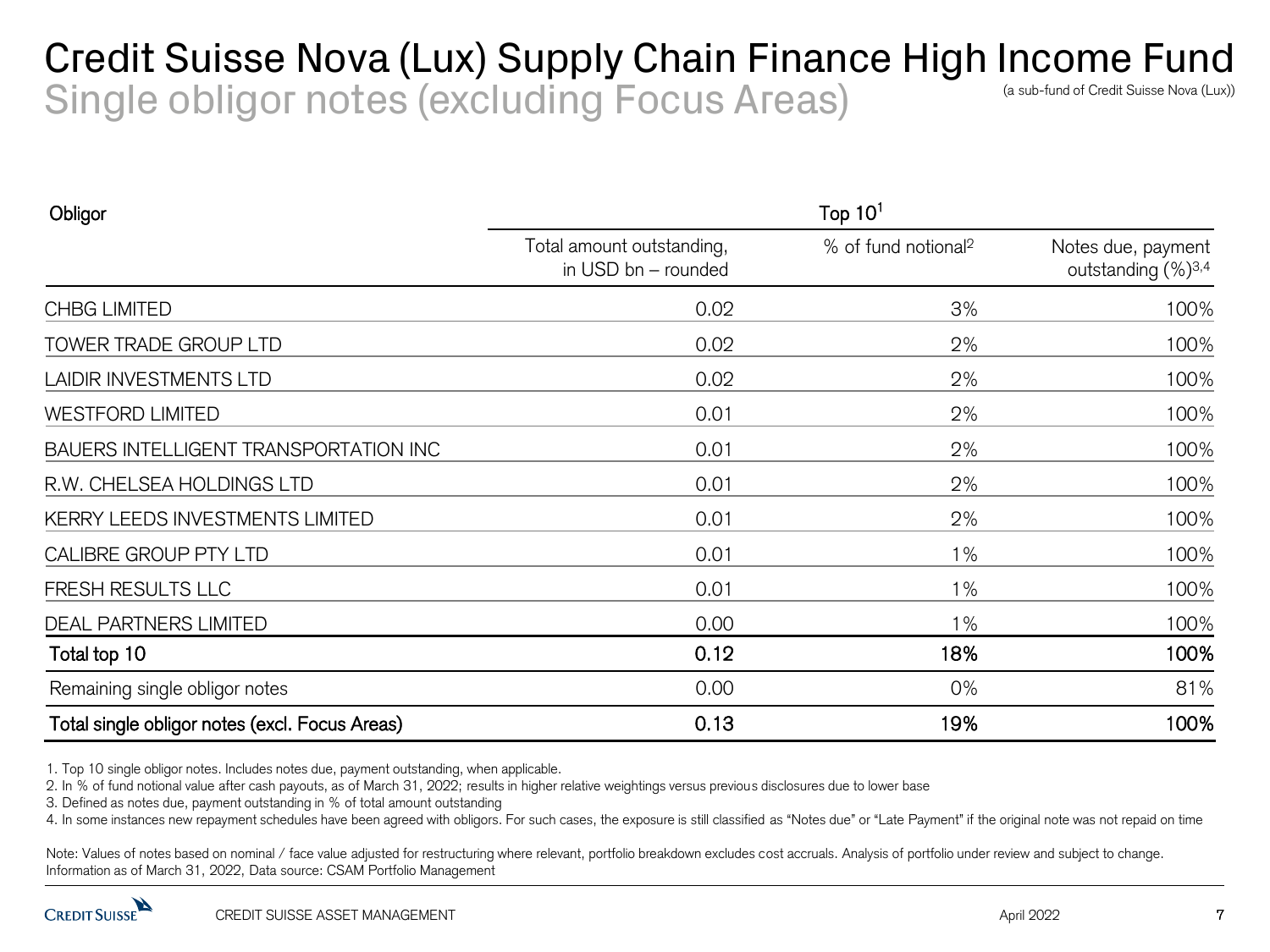# Credit Suisse Nova (Lux) Supply Chain Finance High Income Fund

## Single obligor notes (excluding Focus Areas)

(a sub-fund of Credit Suisse Nova (Lux))

| Obligor | Top 10[1] | | |
|---|---|---|---|
| | Total amount outstanding, in USD bn – rounded | % of fund notional[2] | Notes due, payment outstanding (%)[3,4] |
| CHBG LIMITED | 0.02 | 3% | 100% |
| TOWER TRADE GROUP LTD | 0.02 | 2% | 100% |
| LAIDIR INVESTMENTS LTD | 0.02 | 2% | 100% |
| WESTFORD LIMITED | 0.01 | 2% | 100% |
| BAUERS INTELLIGENT TRANSPORTATION INC | 0.01 | 2% | 100% |
| R.W. CHELSEA HOLDINGS LTD | 0.01 | 2% | 100% |
| KERRY LEEDS INVESTMENTS LIMITED | 0.01 | 2% | 100% |
| CALIBRE GROUP PTY LTD | 0.01 | 1% | 100% |
| FRESH RESULTS LLC | 0.01 | 1% | 100% |
| DEAL PARTNERS LIMITED | 0.00 | 1% | 100% |
| **Total top 10** | **0.12** | **18%** | **100%** |
| Remaining single obligor notes | 0.00 | 0% | 81% |
| **Total single obligor notes (excl. Focus Areas)** | **0.13** | **19%** | **100%** |

1. Top 10 single obligor notes. Includes notes due, payment outstanding, when applicable.
2. In % of fund notional value after cash payouts, as of March 31, 2022; results in higher relative weightings versus previous disclosures due to lower base
3. Defined as notes due, payment outstanding in % of total amount outstanding
4. In some instances new repayment schedules have been agreed with obligors. For such cases, the exposure is still classified as "Notes due" or "Late Payment" if the original note was not repaid on time

Note: Values of notes based on nominal / face value adjusted for restructuring where relevant, portfolio breakdown excludes cost accruals. Analysis of portfolio under review and subject to change. Information as of March 31, 2022, Data source: CSAM Portfolio Management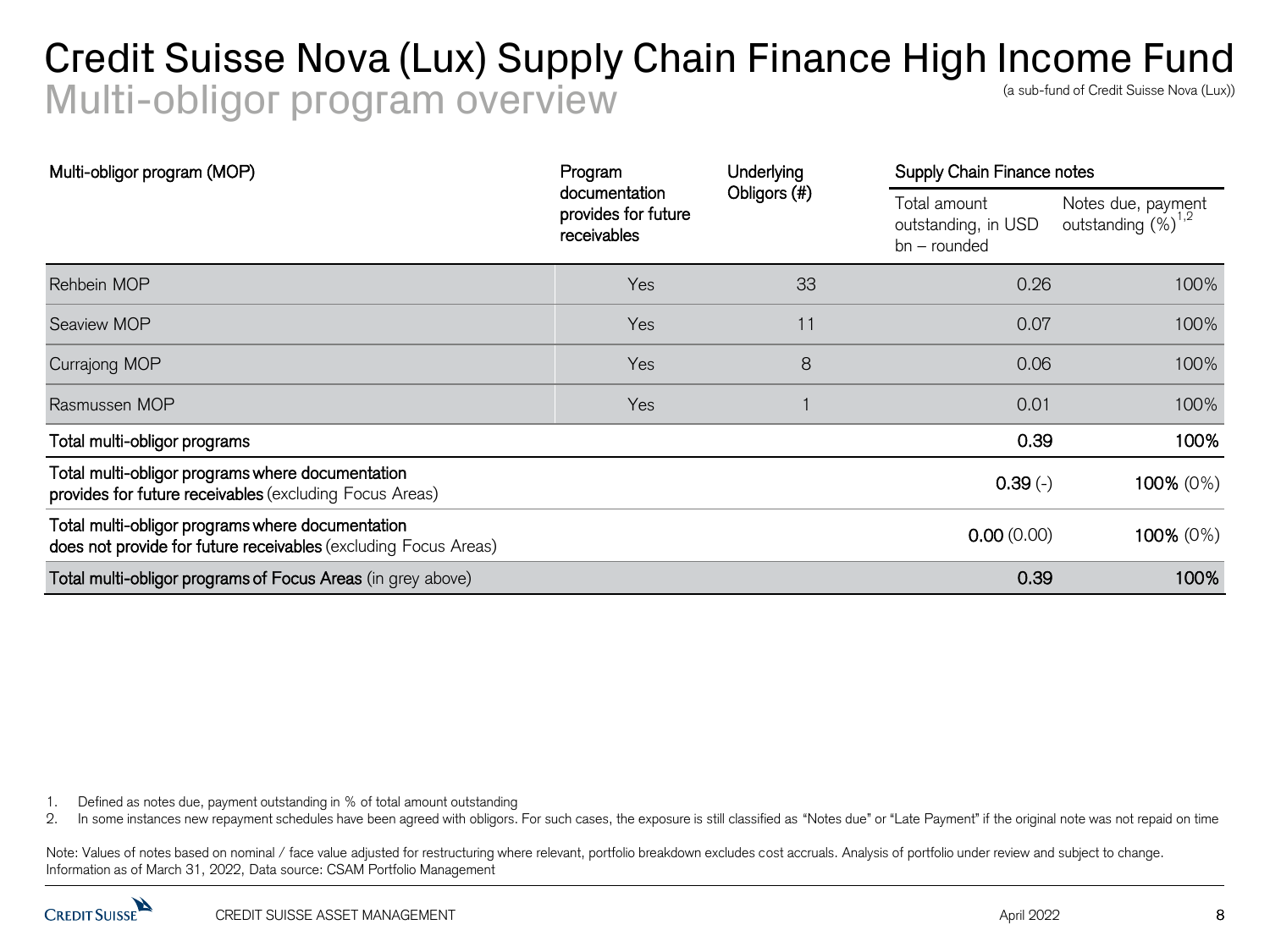# Credit Suisse Nova (Lux) Supply Chain Finance High Income Fund

## Multi-obligor program overview

(a sub-fund of Credit Suisse Nova (Lux))

| Multi-obligor program (MOP) | Program documentation provides for future receivables | Underlying Obligors (#) | Supply Chain Finance notes | |
|---|---|---|---|---|
| | | | Total amount outstanding, in USD bn – rounded | Notes due, payment outstanding (%)[1,2] |
| Rehbein MOP | Yes | 33 | 0.26 | 100% |
| Seaview MOP | Yes | 11 | 0.07 | 100% |
| Currajong MOP | Yes | 8 | 0.06 | 100% |
| Rasmussen MOP | Yes | 1 | 0.01 | 100% |
| **Total multi-obligor programs** | | | **0.39** | **100%** |
| **Total multi-obligor programs where documentation provides for future receivables** (excluding Focus Areas) | | | **0.39** (-) | **100%** (0%) |
| **Total multi-obligor programs where documentation does not provide for future receivables** (excluding Focus Areas) | | | **0.00** (0.00) | **100%** (0%) |
| **Total multi-obligor programs of Focus Areas** (in grey above) | | | **0.39** | **100%** |

1. Defined as notes due, payment outstanding in % of total amount outstanding
2. In some instances new repayment schedules have been agreed with obligors. For such cases, the exposure is still classified as "Notes due" or "Late Payment" if the original note was not repaid on time

Note: Values of notes based on nominal / face value adjusted for restructuring where relevant, portfolio breakdown excludes cost accruals. Analysis of portfolio under review and subject to change.
Information as of March 31, 2022, Data source: CSAM Portfolio Management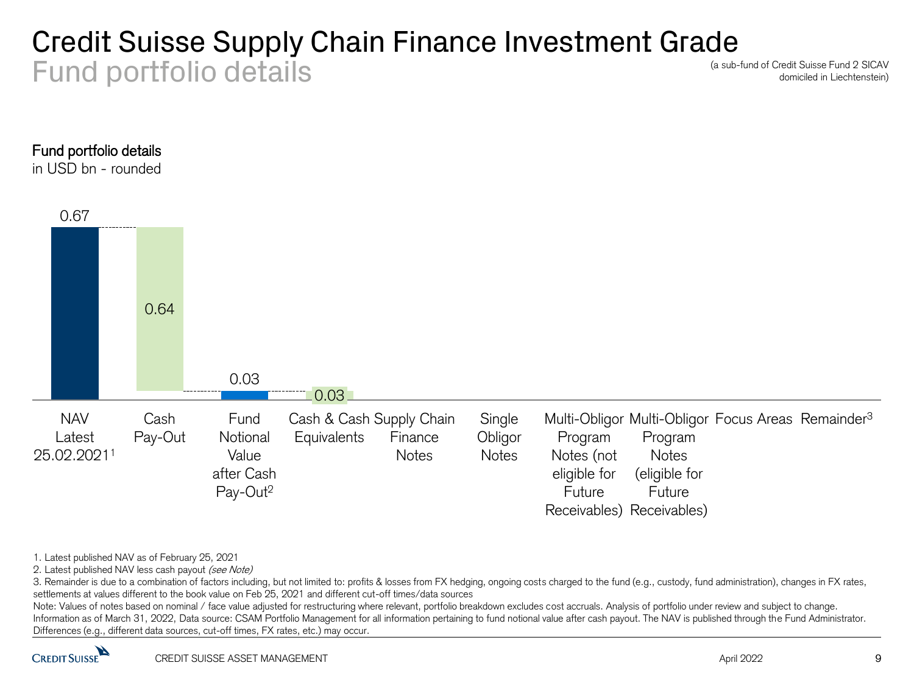# Credit Suisse Supply Chain Finance Investment Grade

## Fund portfolio details

(a sub-fund of Credit Suisse Fund 2 SICAV domiciled in Liechtenstein)

**Fund portfolio details**
in USD bn - rounded

| Category | Value |
| --- | --- |
| NAV Latest 25.02.2021[1] | 0.67 |
| Cash Pay-Out | 0.64 |
| Fund Notional Value after Cash Pay-Out[2] | 0.03 |
| Cash & Cash Equivalents | 0.03 |
| Supply Chain Finance Notes | |
| Single Obligor Notes | |
| Multi-Obligor Program Notes (not eligible for Future Receivables) | |
| Multi-Obligor Program Notes (eligible for Future Receivables) | |
| Focus Areas | |
| Remainder[3] | |

1. Latest published NAV as of February 25, 2021
2. Latest published NAV less cash payout *(see Note)*
3. Remainder is due to a combination of factors including, but not limited to: profits & losses from FX hedging, ongoing costs charged to the fund (e.g., custody, fund administration), changes in FX rates, settlements at values different to the book value on Feb 25, 2021 and different cut-off times/data sources

Note: Values of notes based on nominal / face value adjusted for restructuring where relevant, portfolio breakdown excludes cost accruals. Analysis of portfolio under review and subject to change. Information as of March 31, 2022, Data source: CSAM Portfolio Management for all information pertaining to fund notional value after cash payout. The NAV is published through the Fund Administrator. Differences (e.g., different data sources, cut-off times, FX rates, etc.) may occur.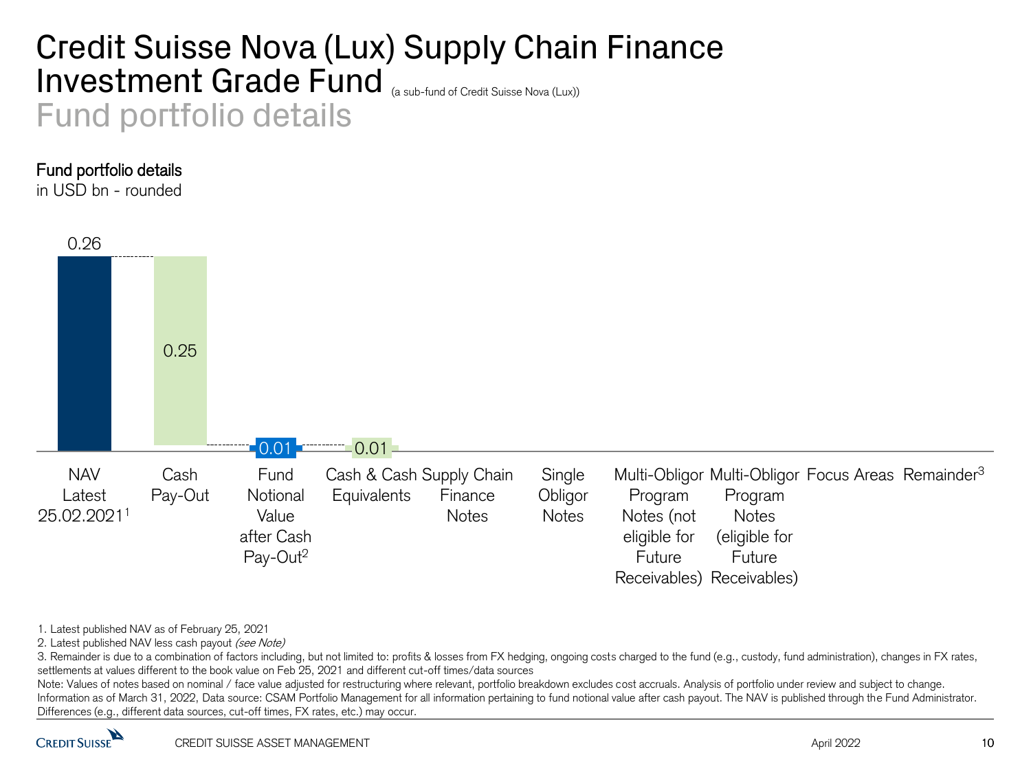# Credit Suisse Nova (Lux) Supply Chain Finance Investment Grade Fund (a sub-fund of Credit Suisse Nova (Lux))

## Fund portfolio details

**Fund portfolio details**
in USD bn - rounded

| NAV Latest 25.02.2021[1] | Cash Pay-Out | Fund Notional Value after Cash Pay-Out[2] | Cash & Cash Equivalents | Supply Chain Finance Notes | Single Obligor Notes | Multi-Obligor Program Notes (not eligible for Future Receivables) | Multi-Obligor Program Notes (eligible for Future Receivables) | Focus Areas | Remainder[3] |
|---|---|---|---|---|---|---|---|---|---|
| 0.26 | 0.25 | 0.01 | 0.01 | | | | | | |

1. Latest published NAV as of February 25, 2021
2. Latest published NAV less cash payout *(see Note)*
3. Remainder is due to a combination of factors including, but not limited to: profits & losses from FX hedging, ongoing costs charged to the fund (e.g., custody, fund administration), changes in FX rates, settlements at values different to the book value on Feb 25, 2021 and different cut-off times/data sources

Note: Values of notes based on nominal / face value adjusted for restructuring where relevant, portfolio breakdown excludes cost accruals. Analysis of portfolio under review and subject to change. Information as of March 31, 2022, Data source: CSAM Portfolio Management for all information pertaining to fund notional value after cash payout. The NAV is published through the Fund Administrator. Differences (e.g., different data sources, cut-off times, FX rates, etc.) may occur.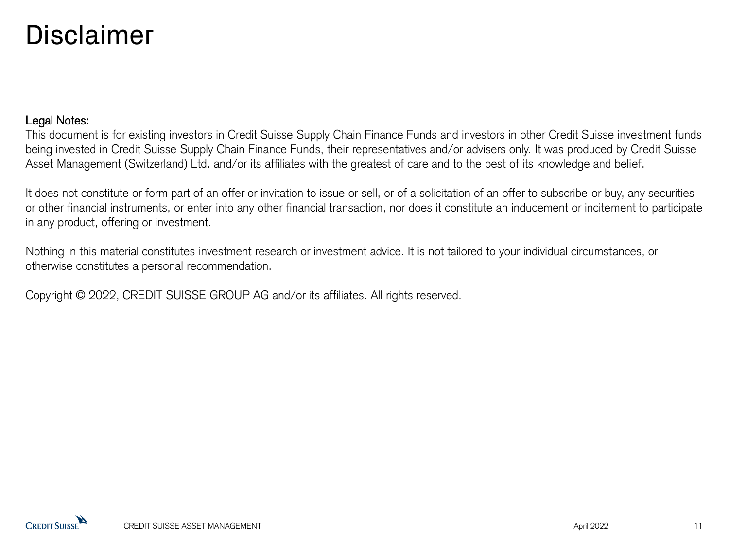# Disclaimer

Legal Notes:
This document is for existing investors in Credit Suisse Supply Chain Finance Funds and investors in other Credit Suisse investment funds being invested in Credit Suisse Supply Chain Finance Funds, their representatives and/or advisers only. It was produced by Credit Suisse Asset Management (Switzerland) Ltd. and/or its affiliates with the greatest of care and to the best of its knowledge and belief.

It does not constitute or form part of an offer or invitation to issue or sell, or of a solicitation of an offer to subscribe or buy, any securities or other financial instruments, or enter into any other financial transaction, nor does it constitute an inducement or incitement to participate in any product, offering or investment.

Nothing in this material constitutes investment research or investment advice. It is not tailored to your individual circumstances, or otherwise constitutes a personal recommendation.

Copyright © 2022, CREDIT SUISSE GROUP AG and/or its affiliates. All rights reserved.